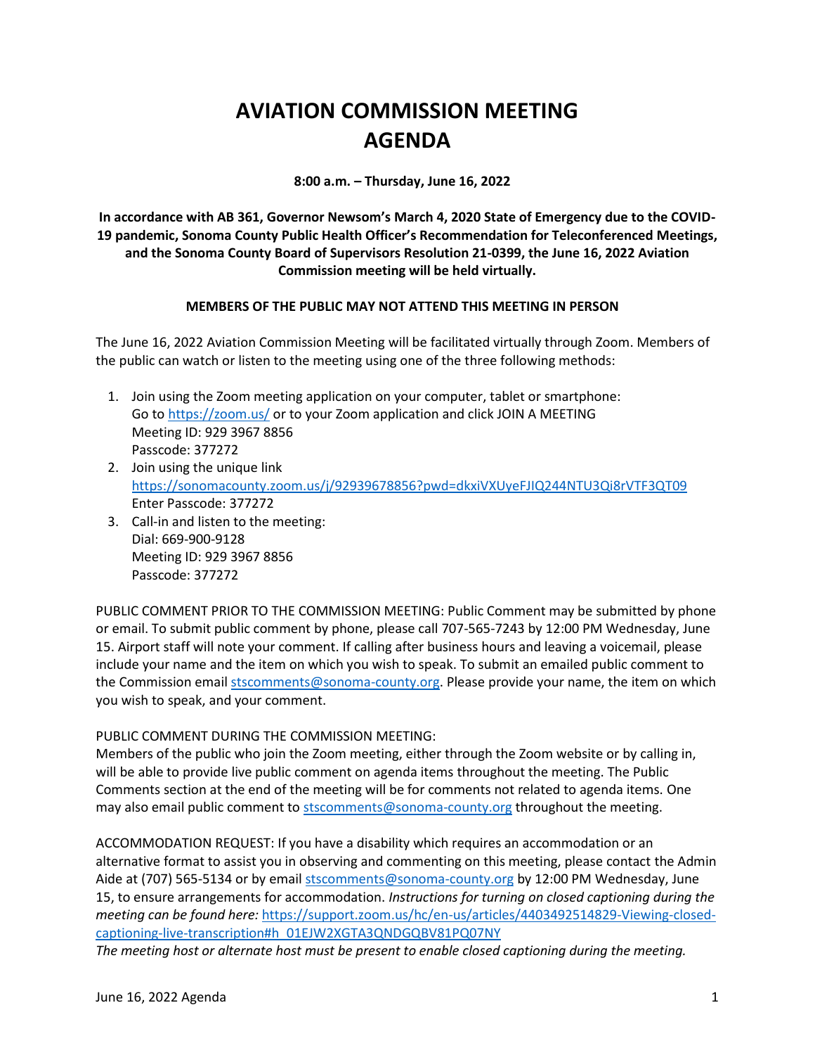# AVIATION COMMISSION MEETING AGENDA

**8:00 a.m. – Thursday, June 16, 2022**

**In accordance with AB 361, Governor Newsom's March 4, 2020 State of Emergency due to the COVID-19 pandemic, Sonoma County Public Health Officer's Recommendation for Teleconferenced Meetings, and the Sonoma County Board of Supervisors Resolution 21-0399, the June 16, 2022 Aviation Commission meeting will be held virtually.**

**MEMBERS OF THE PUBLIC MAY NOT ATTEND THIS MEETING IN PERSON**

The June 16, 2022 Aviation Commission Meeting will be facilitated virtually through Zoom. Members of the public can watch or listen to the meeting using one of the three following methods:

1. Join using the Zoom meeting application on your computer, tablet or smartphone:
   Go to https://zoom.us/ or to your Zoom application and click JOIN A MEETING
   Meeting ID: 929 3967 8856
   Passcode: 377272
2. Join using the unique link
   https://sonomacounty.zoom.us/j/92939678856?pwd=dkxiVXUyeFJIQ244NTU3Qi8rVTF3QT09
   Enter Passcode: 377272
3. Call-in and listen to the meeting:
   Dial: 669-900-9128
   Meeting ID: 929 3967 8856
   Passcode: 377272

PUBLIC COMMENT PRIOR TO THE COMMISSION MEETING: Public Comment may be submitted by phone or email. To submit public comment by phone, please call 707-565-7243 by 12:00 PM Wednesday, June 15. Airport staff will note your comment. If calling after business hours and leaving a voicemail, please include your name and the item on which you wish to speak. To submit an emailed public comment to the Commission email stscomments@sonoma-county.org. Please provide your name, the item on which you wish to speak, and your comment.

PUBLIC COMMENT DURING THE COMMISSION MEETING:
Members of the public who join the Zoom meeting, either through the Zoom website or by calling in, will be able to provide live public comment on agenda items throughout the meeting. The Public Comments section at the end of the meeting will be for comments not related to agenda items. One may also email public comment to stscomments@sonoma-county.org throughout the meeting.

ACCOMMODATION REQUEST: If you have a disability which requires an accommodation or an alternative format to assist you in observing and commenting on this meeting, please contact the Admin Aide at (707) 565-5134 or by email stscomments@sonoma-county.org by 12:00 PM Wednesday, June 15, to ensure arrangements for accommodation. *Instructions for turning on closed captioning during the meeting can be found here:* https://support.zoom.us/hc/en-us/articles/4403492514829-Viewing-closed-captioning-live-transcription#h_01EJW2XGTA3QNDGQBV81PQ07NY
*The meeting host or alternate host must be present to enable closed captioning during the meeting.*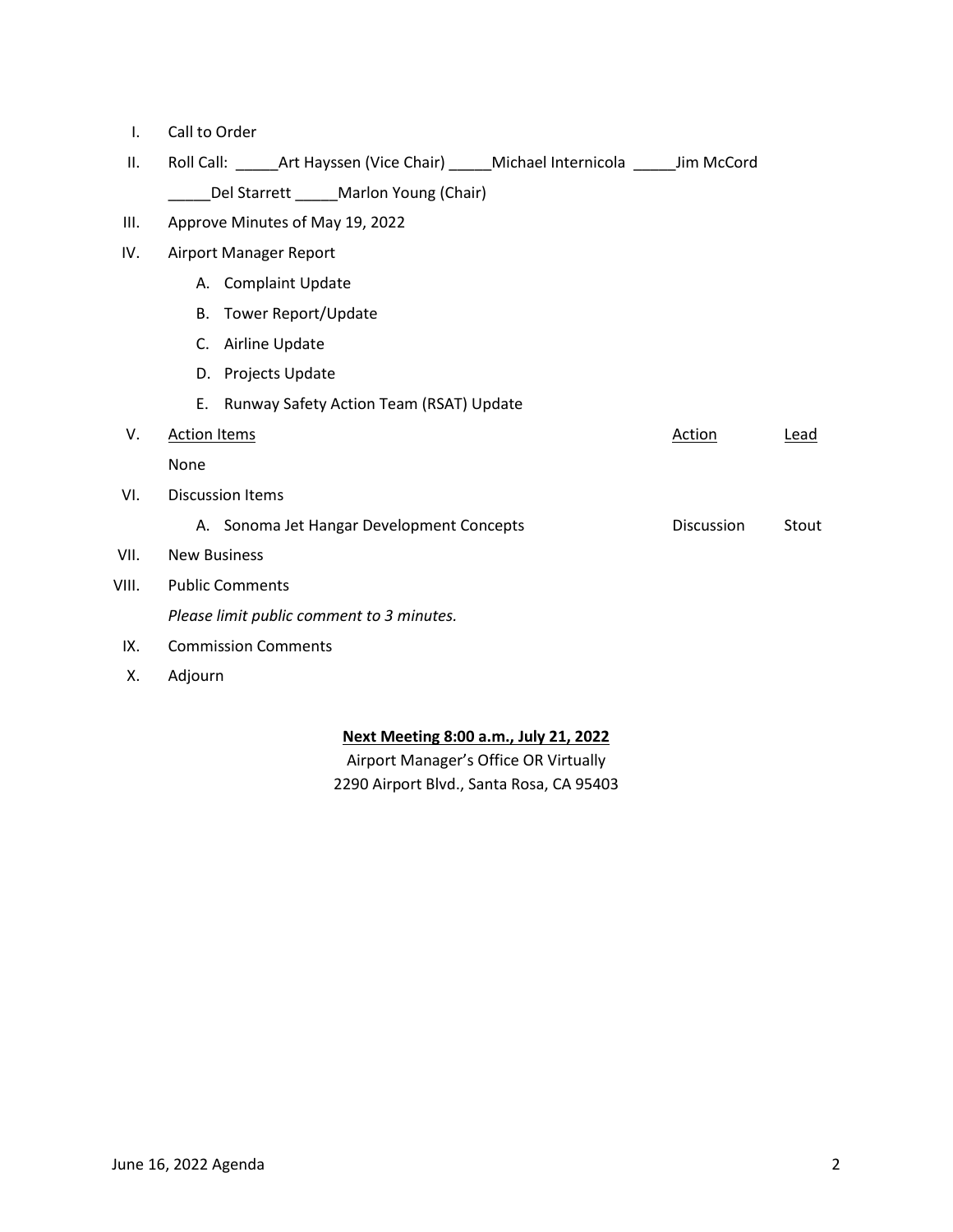I. Call to Order

II. Roll Call: _____Art Hayssen (Vice Chair) _____Michael Internicola _____Jim McCord _____Del Starrett _____Marlon Young (Chair)

III. Approve Minutes of May 19, 2022

IV. Airport Manager Report

   A. Complaint Update
   B. Tower Report/Update
   C. Airline Update
   D. Projects Update
   E. Runway Safety Action Team (RSAT) Update

| | | |
|---|---|---|
| V. Action Items | Action | Lead |
| None | | |
| VI. Discussion Items | | |
| A. Sonoma Jet Hangar Development Concepts | Discussion | Stout |

VII. New Business

VIII. Public Comments

*Please limit public comment to 3 minutes.*

IX. Commission Comments

X. Adjourn

**Next Meeting 8:00 a.m., July 21, 2022**

Airport Manager's Office OR Virtually
2290 Airport Blvd., Santa Rosa, CA 95403